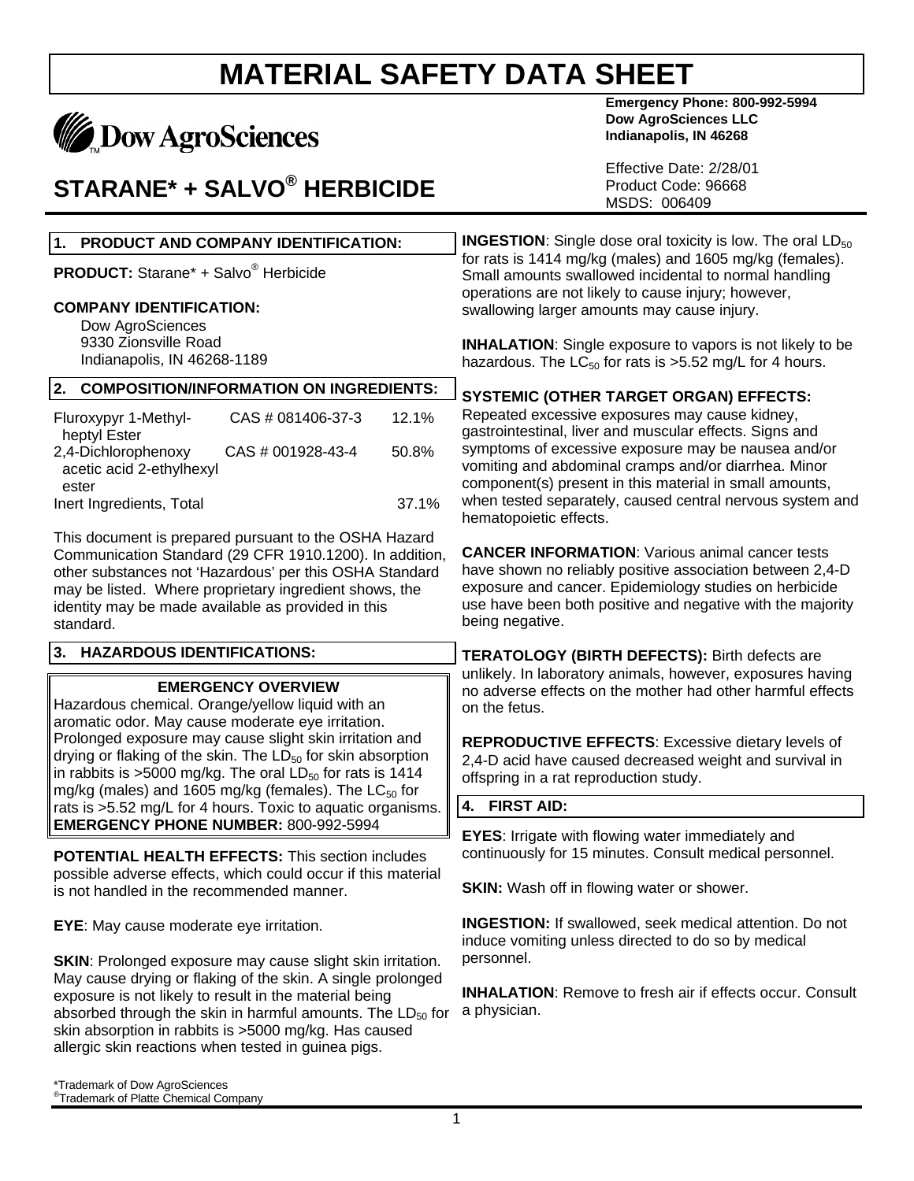# MATERIAL SAFETY DATA SHEET

Dow AgroSciences

**Emergency Phone: 800-992-5994**
**Dow AgroSciences LLC**
**Indianapolis, IN 46268**

Effective Date: 2/28/01
Product Code: 96668
MSDS: 006409

# STARANE* + SALVO® HERBICIDE

## 1. PRODUCT AND COMPANY IDENTIFICATION:

**PRODUCT:** Starane* + Salvo® Herbicide

**COMPANY IDENTIFICATION:**
Dow AgroSciences
9330 Zionsville Road
Indianapolis, IN 46268-1189

## 2. COMPOSITION/INFORMATION ON INGREDIENTS:

| | | |
|---|---|---|
| Fluroxypyr 1-Methyl-heptyl Ester | CAS # 081406-37-3 | 12.1% |
| 2,4-Dichlorophenoxy acetic acid 2-ethylhexyl ester | CAS # 001928-43-4 | 50.8% |
| Inert Ingredients, Total | | 37.1% |

This document is prepared pursuant to the OSHA Hazard Communication Standard (29 CFR 1910.1200). In addition, other substances not 'Hazardous' per this OSHA Standard may be listed. Where proprietary ingredient shows, the identity may be made available as provided in this standard.

## 3. HAZARDOUS IDENTIFICATIONS:

**EMERGENCY OVERVIEW**

Hazardous chemical. Orange/yellow liquid with an aromatic odor. May cause moderate eye irritation. Prolonged exposure may cause slight skin irritation and drying or flaking of the skin. The $LD_{50}$ for skin absorption in rabbits is >5000 mg/kg. The oral $LD_{50}$ for rats is 1414 mg/kg (males) and 1605 mg/kg (females). The $LC_{50}$ for rats is >5.52 mg/L for 4 hours. Toxic to aquatic organisms.

**EMERGENCY PHONE NUMBER:** 800-992-5994

**POTENTIAL HEALTH EFFECTS:** This section includes possible adverse effects, which could occur if this material is not handled in the recommended manner.

**EYE**: May cause moderate eye irritation.

**SKIN**: Prolonged exposure may cause slight skin irritation. May cause drying or flaking of the skin. A single prolonged exposure is not likely to result in the material being absorbed through the skin in harmful amounts. The $LD_{50}$ for skin absorption in rabbits is >5000 mg/kg. Has caused allergic skin reactions when tested in guinea pigs.

**INGESTION**: Single dose oral toxicity is low. The oral $LD_{50}$ for rats is 1414 mg/kg (males) and 1605 mg/kg (females). Small amounts swallowed incidental to normal handling operations are not likely to cause injury; however, swallowing larger amounts may cause injury.

**INHALATION**: Single exposure to vapors is not likely to be hazardous. The $LC_{50}$ for rats is >5.52 mg/L for 4 hours.

**SYSTEMIC (OTHER TARGET ORGAN) EFFECTS:** Repeated excessive exposures may cause kidney, gastrointestinal, liver and muscular effects. Signs and symptoms of excessive exposure may be nausea and/or vomiting and abdominal cramps and/or diarrhea. Minor component(s) present in this material in small amounts, when tested separately, caused central nervous system and hematopoietic effects.

**CANCER INFORMATION**: Various animal cancer tests have shown no reliably positive association between 2,4-D exposure and cancer. Epidemiology studies on herbicide use have been both positive and negative with the majority being negative.

**TERATOLOGY (BIRTH DEFECTS):** Birth defects are unlikely. In laboratory animals, however, exposures having no adverse effects on the mother had other harmful effects on the fetus.

**REPRODUCTIVE EFFECTS**: Excessive dietary levels of 2,4-D acid have caused decreased weight and survival in offspring in a rat reproduction study.

## 4. FIRST AID:

**EYES**: Irrigate with flowing water immediately and continuously for 15 minutes. Consult medical personnel.

**SKIN:** Wash off in flowing water or shower.

**INGESTION:** If swallowed, seek medical attention. Do not induce vomiting unless directed to do so by medical personnel.

**INHALATION**: Remove to fresh air if effects occur. Consult a physician.

*Trademark of Dow AgroSciences
®Trademark of Platte Chemical Company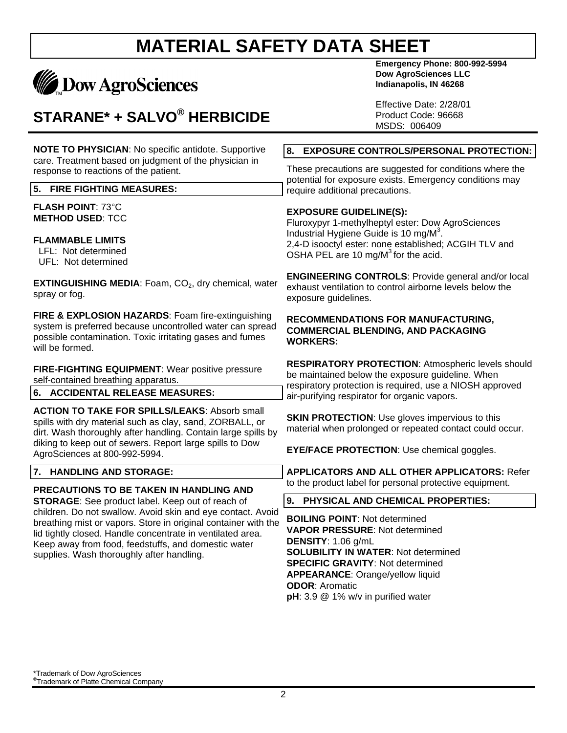# MATERIAL SAFETY DATA SHEET

**Dow AgroSciences**

**Emergency Phone: 800-992-5994**
**Dow AgroSciences LLC**
**Indianapolis, IN 46268**

## STARANE* + SALVO® HERBICIDE

Effective Date: 2/28/01
Product Code: 96668
MSDS: 006409

**NOTE TO PHYSICIAN**: No specific antidote. Supportive care. Treatment based on judgment of the physician in response to reactions of the patient.

### 5. FIRE FIGHTING MEASURES:

**FLASH POINT**: 73°C
**METHOD USED**: TCC

**FLAMMABLE LIMITS**
LFL: Not determined
UFL: Not determined

**EXTINGUISHING MEDIA**: Foam, $CO_2$, dry chemical, water spray or fog.

**FIRE & EXPLOSION HAZARDS**: Foam fire-extinguishing system is preferred because uncontrolled water can spread possible contamination. Toxic irritating gases and fumes will be formed.

**FIRE-FIGHTING EQUIPMENT**: Wear positive pressure self-contained breathing apparatus.

### 6. ACCIDENTAL RELEASE MEASURES:

**ACTION TO TAKE FOR SPILLS/LEAKS**: Absorb small spills with dry material such as clay, sand, ZORBALL, or dirt. Wash thoroughly after handling. Contain large spills by diking to keep out of sewers. Report large spills to Dow AgroSciences at 800-992-5994.

### 7. HANDLING AND STORAGE:

**PRECAUTIONS TO BE TAKEN IN HANDLING AND STORAGE**: See product label. Keep out of reach of children. Do not swallow. Avoid skin and eye contact. Avoid breathing mist or vapors. Store in original container with the lid tightly closed. Handle concentrate in ventilated area. Keep away from food, feedstuffs, and domestic water supplies. Wash thoroughly after handling.

### 8. EXPOSURE CONTROLS/PERSONAL PROTECTION:

These precautions are suggested for conditions where the potential for exposure exists. Emergency conditions may require additional precautions.

**EXPOSURE GUIDELINE(S):**
Fluroxypyr 1-methylheptyl ester: Dow AgroSciences Industrial Hygiene Guide is 10 mg/M$^3$.
2,4-D isooctyl ester: none established; ACGIH TLV and OSHA PEL are 10 mg/M$^3$ for the acid.

**ENGINEERING CONTROLS**: Provide general and/or local exhaust ventilation to control airborne levels below the exposure guidelines.

**RECOMMENDATIONS FOR MANUFACTURING, COMMERCIAL BLENDING, AND PACKAGING WORKERS:**

**RESPIRATORY PROTECTION**: Atmospheric levels should be maintained below the exposure guideline. When respiratory protection is required, use a NIOSH approved air-purifying respirator for organic vapors.

**SKIN PROTECTION**: Use gloves impervious to this material when prolonged or repeated contact could occur.

**EYE/FACE PROTECTION**: Use chemical goggles.

**APPLICATORS AND ALL OTHER APPLICATORS:** Refer to the product label for personal protective equipment.

### 9. PHYSICAL AND CHEMICAL PROPERTIES:

**BOILING POINT**: Not determined
**VAPOR PRESSURE**: Not determined
**DENSITY**: 1.06 g/mL
**SOLUBILITY IN WATER**: Not determined
**SPECIFIC GRAVITY**: Not determined
**APPEARANCE**: Orange/yellow liquid
**ODOR**: Aromatic
**pH**: 3.9 @ 1% w/v in purified water

*Trademark of Dow AgroSciences
®Trademark of Platte Chemical Company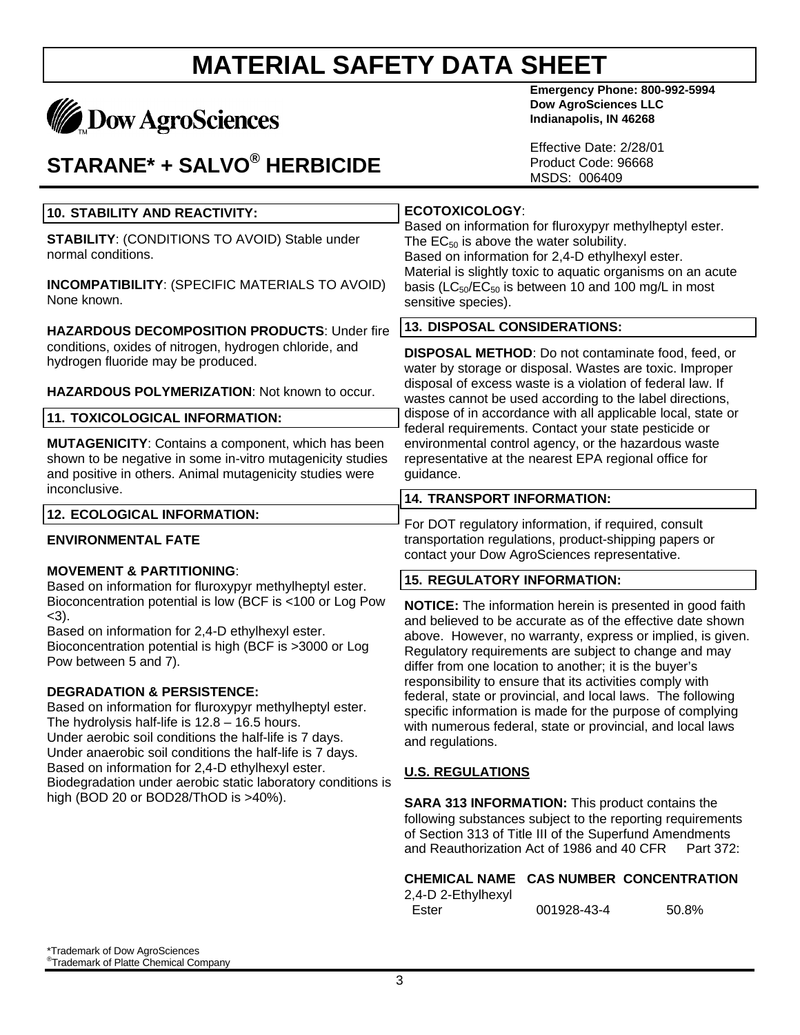# MATERIAL SAFETY DATA SHEET

Dow AgroSciences

**Emergency Phone: 800-992-5994**
**Dow AgroSciences LLC**
**Indianapolis, IN 46268**

## STARANE* + SALVO® HERBICIDE

Effective Date: 2/28/01
Product Code: 96668
MSDS: 006409

### 10. STABILITY AND REACTIVITY:

**STABILITY**: (CONDITIONS TO AVOID) Stable under normal conditions.

**INCOMPATIBILITY**: (SPECIFIC MATERIALS TO AVOID) None known.

**HAZARDOUS DECOMPOSITION PRODUCTS**: Under fire conditions, oxides of nitrogen, hydrogen chloride, and hydrogen fluoride may be produced.

**HAZARDOUS POLYMERIZATION**: Not known to occur.

### 11. TOXICOLOGICAL INFORMATION:

**MUTAGENICITY**: Contains a component, which has been shown to be negative in some in-vitro mutagenicity studies and positive in others. Animal mutagenicity studies were inconclusive.

### 12. ECOLOGICAL INFORMATION:

**ENVIRONMENTAL FATE**

**MOVEMENT & PARTITIONING**:
Based on information for fluroxypyr methylheptyl ester. Bioconcentration potential is low (BCF is <100 or Log Pow <3).
Based on information for 2,4-D ethylhexyl ester. Bioconcentration potential is high (BCF is >3000 or Log Pow between 5 and 7).

**DEGRADATION & PERSISTENCE:**
Based on information for fluroxypyr methylheptyl ester. The hydrolysis half-life is 12.8 – 16.5 hours.
Under aerobic soil conditions the half-life is 7 days.
Under anaerobic soil conditions the half-life is 7 days.
Based on information for 2,4-D ethylhexyl ester. Biodegradation under aerobic static laboratory conditions is high (BOD 20 or BOD28/ThOD is >40%).

**ECOTOXICOLOGY**:
Based on information for fluroxypyr methylheptyl ester. The $EC_{50}$ is above the water solubility.
Based on information for 2,4-D ethylhexyl ester. Material is slightly toxic to aquatic organisms on an acute basis ($LC_{50}$/$EC_{50}$ is between 10 and 100 mg/L in most sensitive species).

### 13. DISPOSAL CONSIDERATIONS:

**DISPOSAL METHOD**: Do not contaminate food, feed, or water by storage or disposal. Wastes are toxic. Improper disposal of excess waste is a violation of federal law. If wastes cannot be used according to the label directions, dispose of in accordance with all applicable local, state or federal requirements. Contact your state pesticide or environmental control agency, or the hazardous waste representative at the nearest EPA regional office for guidance.

### 14. TRANSPORT INFORMATION:

For DOT regulatory information, if required, consult transportation regulations, product-shipping papers or contact your Dow AgroSciences representative.

### 15. REGULATORY INFORMATION:

**NOTICE:** The information herein is presented in good faith and believed to be accurate as of the effective date shown above. However, no warranty, express or implied, is given. Regulatory requirements are subject to change and may differ from one location to another; it is the buyer's responsibility to ensure that its activities comply with federal, state or provincial, and local laws. The following specific information is made for the purpose of complying with numerous federal, state or provincial, and local laws and regulations.

**U.S. REGULATIONS**

**SARA 313 INFORMATION:** This product contains the following substances subject to the reporting requirements of Section 313 of Title III of the Superfund Amendments and Reauthorization Act of 1986 and 40 CFR Part 372:

| CHEMICAL NAME | CAS NUMBER | CONCENTRATION |
|---|---|---|
| 2,4-D 2-Ethylhexyl Ester | 001928-43-4 | 50.8% |

*Trademark of Dow AgroSciences
®Trademark of Platte Chemical Company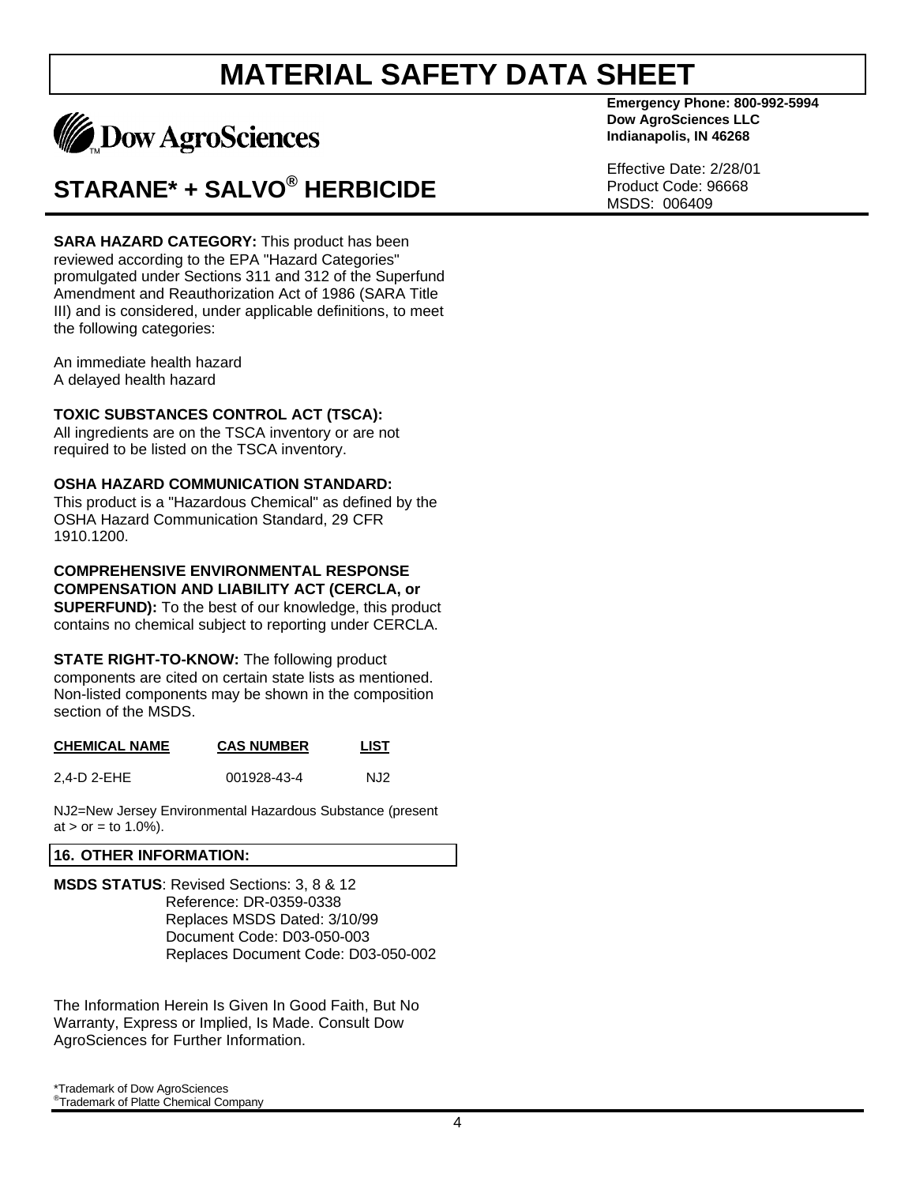# MATERIAL SAFETY DATA SHEET

Dow AgroSciences

**Emergency Phone: 800-992-5994**
**Dow AgroSciences LLC**
**Indianapolis, IN 46268**

Effective Date: 2/28/01
Product Code: 96668
MSDS: 006409

## STARANE* + SALVO® HERBICIDE

**SARA HAZARD CATEGORY:** This product has been reviewed according to the EPA "Hazard Categories" promulgated under Sections 311 and 312 of the Superfund Amendment and Reauthorization Act of 1986 (SARA Title III) and is considered, under applicable definitions, to meet the following categories:

An immediate health hazard
A delayed health hazard

**TOXIC SUBSTANCES CONTROL ACT (TSCA):**
All ingredients are on the TSCA inventory or are not required to be listed on the TSCA inventory.

**OSHA HAZARD COMMUNICATION STANDARD:**
This product is a "Hazardous Chemical" as defined by the OSHA Hazard Communication Standard, 29 CFR 1910.1200.

**COMPREHENSIVE ENVIRONMENTAL RESPONSE COMPENSATION AND LIABILITY ACT (CERCLA, or SUPERFUND):** To the best of our knowledge, this product contains no chemical subject to reporting under CERCLA.

**STATE RIGHT-TO-KNOW:** The following product components are cited on certain state lists as mentioned. Non-listed components may be shown in the composition section of the MSDS.

| CHEMICAL NAME | CAS NUMBER | LIST |
|---|---|---|
| 2,4-D 2-EHE | 001928-43-4 | NJ2 |

NJ2=New Jersey Environmental Hazardous Substance (present at > or = to 1.0%).

## 16. OTHER INFORMATION:

**MSDS STATUS**: Revised Sections: 3, 8 & 12
Reference: DR-0359-0338
Replaces MSDS Dated: 3/10/99
Document Code: D03-050-003
Replaces Document Code: D03-050-002

The Information Herein Is Given In Good Faith, But No Warranty, Express or Implied, Is Made. Consult Dow AgroSciences for Further Information.

*Trademark of Dow AgroSciences
®Trademark of Platte Chemical Company